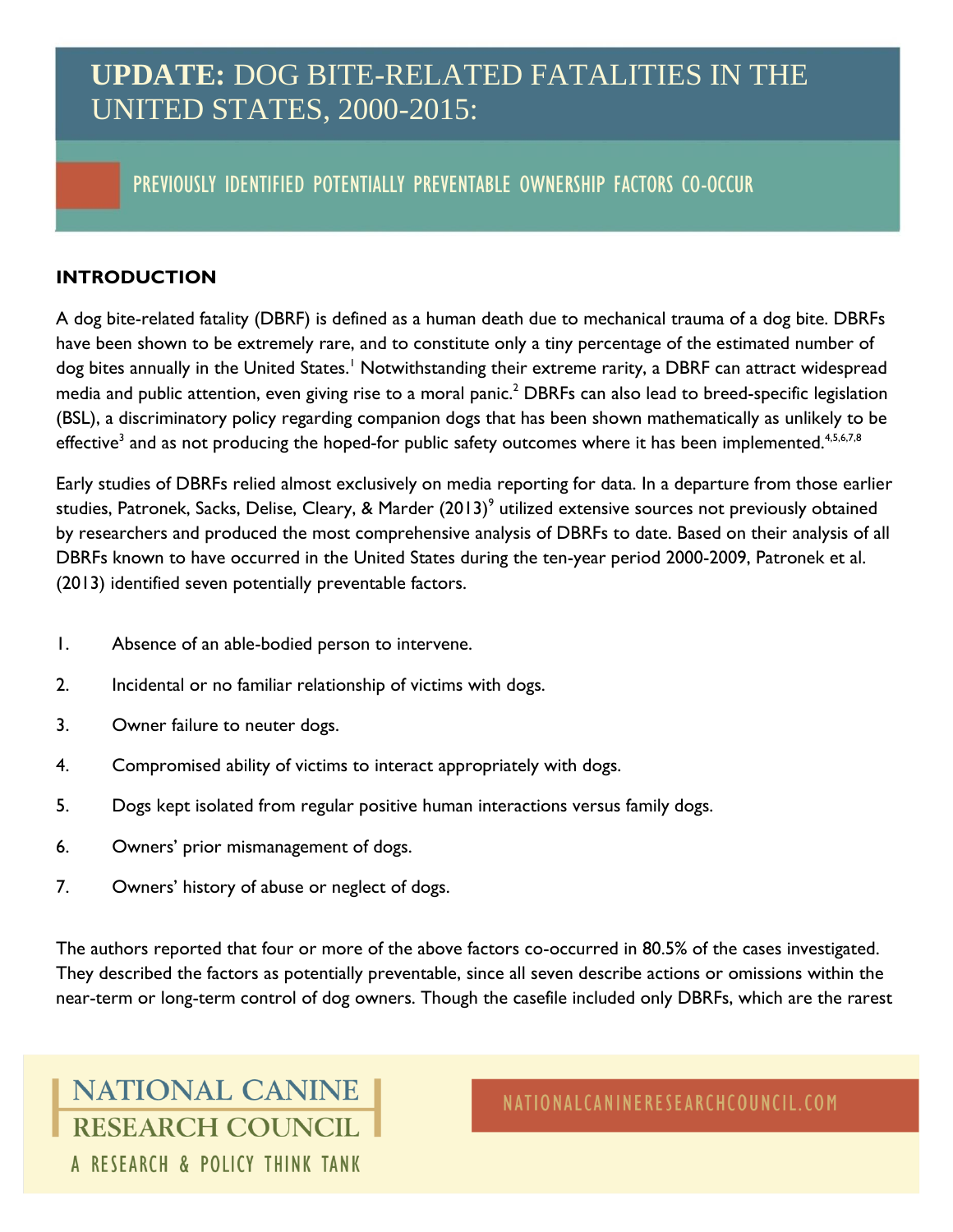# UPDATE: DOG BITE-RELATED FATALITIES IN THE UNITED STATES, 2000-2015:

## PREVIOUSLY IDENTIFIED POTENTIALLY PREVENTABLE OWNERSHIP FACTORS CO-OCCUR

### INTRODUCTION

A dog bite-related fatality (DBRF) is defined as a human death due to mechanical trauma of a dog bite. DBRFs have been shown to be extremely rare, and to constitute only a tiny percentage of the estimated number of dog bites annually in the United States.[1] Notwithstanding their extreme rarity, a DBRF can attract widespread media and public attention, even giving rise to a moral panic.[2] DBRFs can also lead to breed-specific legislation (BSL), a discriminatory policy regarding companion dogs that has been shown mathematically as unlikely to be effective[3] and as not producing the hoped-for public safety outcomes where it has been implemented.[4,5,6,7,8]

Early studies of DBRFs relied almost exclusively on media reporting for data. In a departure from those earlier studies, Patronek, Sacks, Delise, Cleary, & Marder (2013)[9] utilized extensive sources not previously obtained by researchers and produced the most comprehensive analysis of DBRFs to date. Based on their analysis of all DBRFs known to have occurred in the United States during the ten-year period 2000-2009, Patronek et al. (2013) identified seven potentially preventable factors.

1. Absence of an able-bodied person to intervene.
2. Incidental or no familiar relationship of victims with dogs.
3. Owner failure to neuter dogs.
4. Compromised ability of victims to interact appropriately with dogs.
5. Dogs kept isolated from regular positive human interactions versus family dogs.
6. Owners' prior mismanagement of dogs.
7. Owners' history of abuse or neglect of dogs.

The authors reported that four or more of the above factors co-occurred in 80.5% of the cases investigated. They described the factors as potentially preventable, since all seven describe actions or omissions within the near-term or long-term control of dog owners. Though the casefile included only DBRFs, which are the rarest

NATIONAL CANINE RESEARCH COUNCIL
A RESEARCH & POLICY THINK TANK

NATIONALCANINERESEARCHCOUNCIL.COM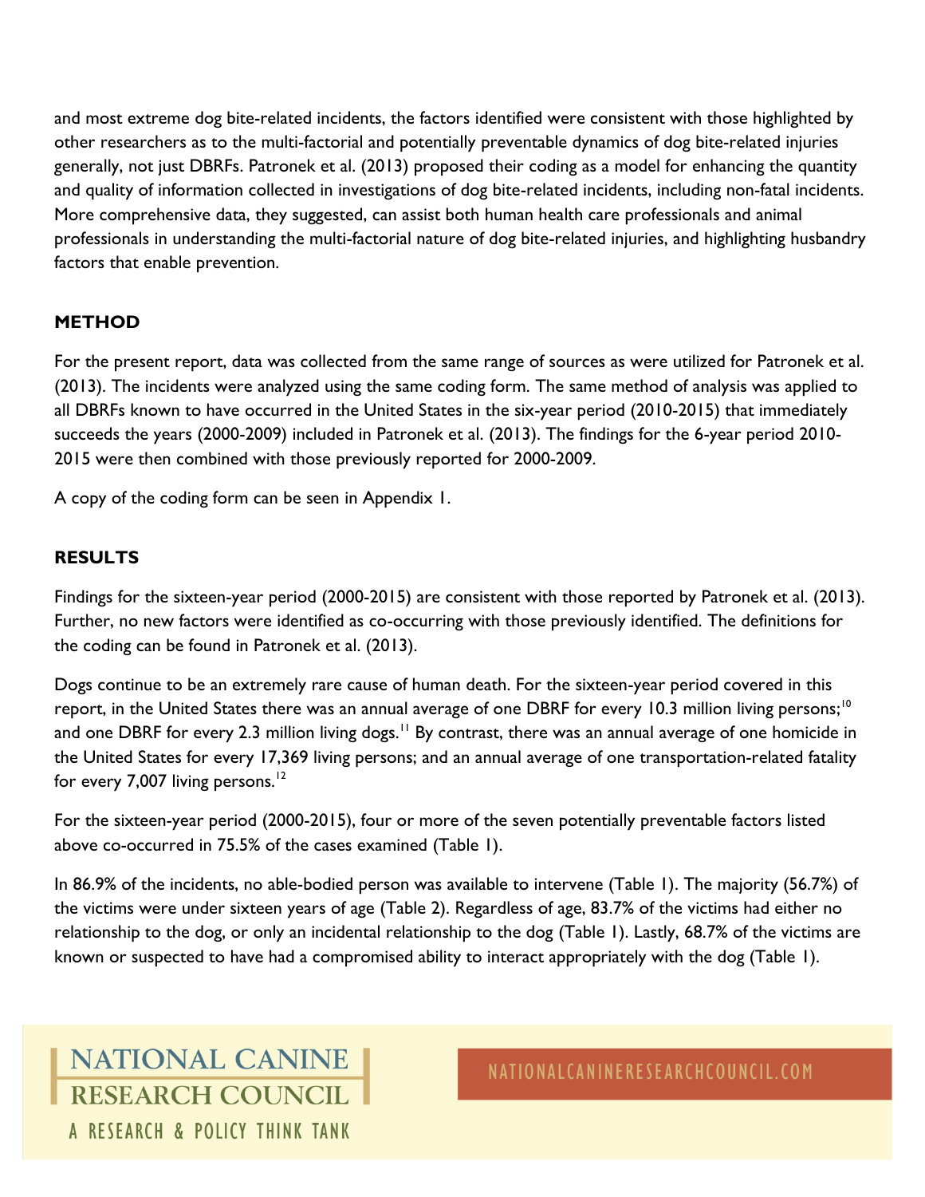and most extreme dog bite-related incidents, the factors identified were consistent with those highlighted by other researchers as to the multi-factorial and potentially preventable dynamics of dog bite-related injuries generally, not just DBRFs. Patronek et al. (2013) proposed their coding as a model for enhancing the quantity and quality of information collected in investigations of dog bite-related incidents, including non-fatal incidents. More comprehensive data, they suggested, can assist both human health care professionals and animal professionals in understanding the multi-factorial nature of dog bite-related injuries, and highlighting husbandry factors that enable prevention.

## METHOD

For the present report, data was collected from the same range of sources as were utilized for Patronek et al. (2013). The incidents were analyzed using the same coding form. The same method of analysis was applied to all DBRFs known to have occurred in the United States in the six-year period (2010-2015) that immediately succeeds the years (2000-2009) included in Patronek et al. (2013). The findings for the 6-year period 2010-2015 were then combined with those previously reported for 2000-2009.

A copy of the coding form can be seen in Appendix 1.

## RESULTS

Findings for the sixteen-year period (2000-2015) are consistent with those reported by Patronek et al. (2013). Further, no new factors were identified as co-occurring with those previously identified. The definitions for the coding can be found in Patronek et al. (2013).

Dogs continue to be an extremely rare cause of human death. For the sixteen-year period covered in this report, in the United States there was an annual average of one DBRF for every 10.3 million living persons;[10] and one DBRF for every 2.3 million living dogs.[11] By contrast, there was an annual average of one homicide in the United States for every 17,369 living persons; and an annual average of one transportation-related fatality for every 7,007 living persons.[12]

For the sixteen-year period (2000-2015), four or more of the seven potentially preventable factors listed above co-occurred in 75.5% of the cases examined (Table 1).

In 86.9% of the incidents, no able-bodied person was available to intervene (Table 1). The majority (56.7%) of the victims were under sixteen years of age (Table 2). Regardless of age, 83.7% of the victims had either no relationship to the dog, or only an incidental relationship to the dog (Table 1). Lastly, 68.7% of the victims are known or suspected to have had a compromised ability to interact appropriately with the dog (Table 1).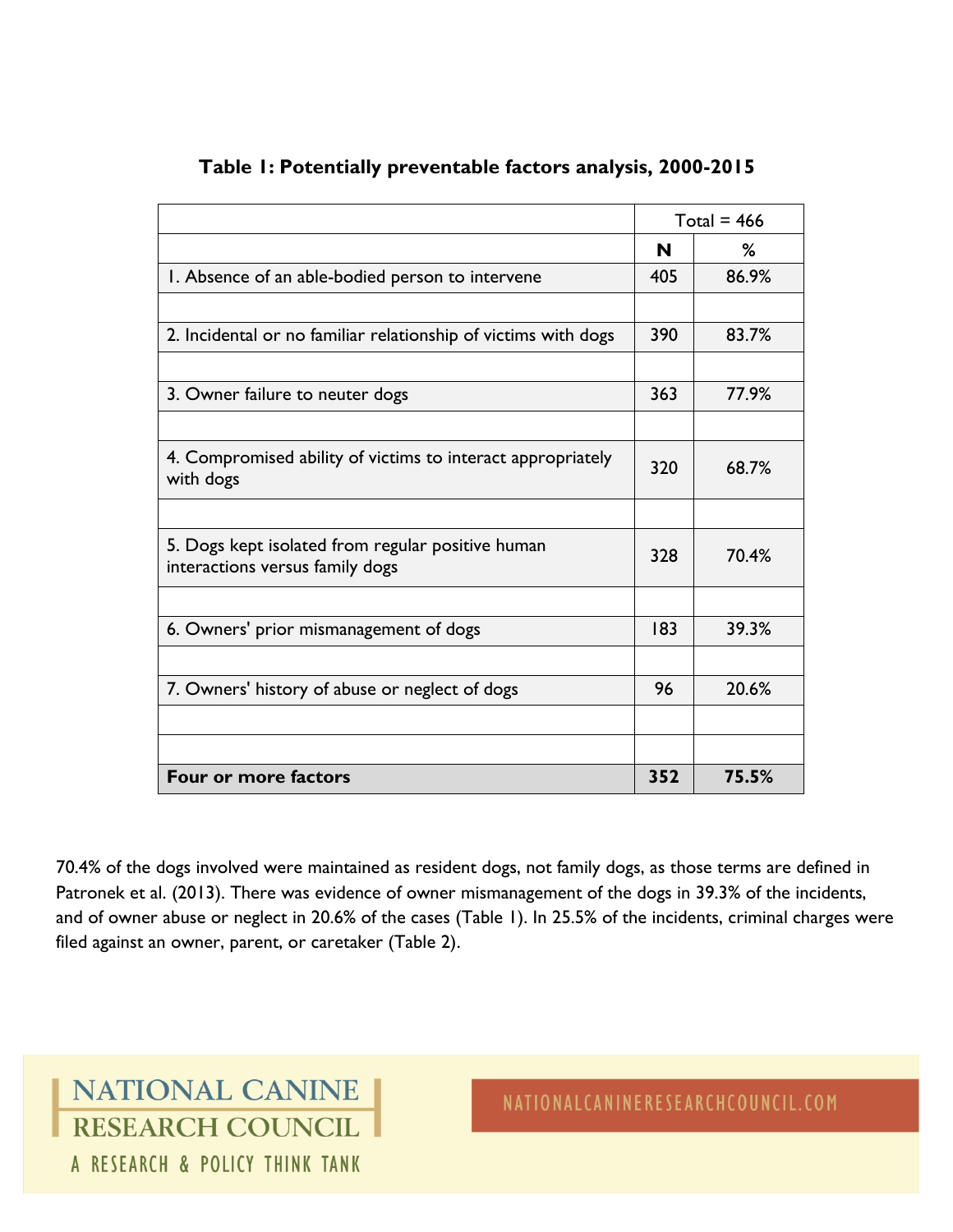**Table 1: Potentially preventable factors analysis, 2000-2015**

| | Total = 466 | |
|---|---|---|
| | **N** | **%** |
| 1. Absence of an able-bodied person to intervene | 405 | 86.9% |
| 2. Incidental or no familiar relationship of victims with dogs | 390 | 83.7% |
| 3. Owner failure to neuter dogs | 363 | 77.9% |
| 4. Compromised ability of victims to interact appropriately with dogs | 320 | 68.7% |
| 5. Dogs kept isolated from regular positive human interactions versus family dogs | 328 | 70.4% |
| 6. Owners' prior mismanagement of dogs | 183 | 39.3% |
| 7. Owners' history of abuse or neglect of dogs | 96 | 20.6% |
| **Four or more factors** | **352** | **75.5%** |

70.4% of the dogs involved were maintained as resident dogs, not family dogs, as those terms are defined in Patronek et al. (2013). There was evidence of owner mismanagement of the dogs in 39.3% of the incidents, and of owner abuse or neglect in 20.6% of the cases (Table 1). In 25.5% of the incidents, criminal charges were filed against an owner, parent, or caretaker (Table 2).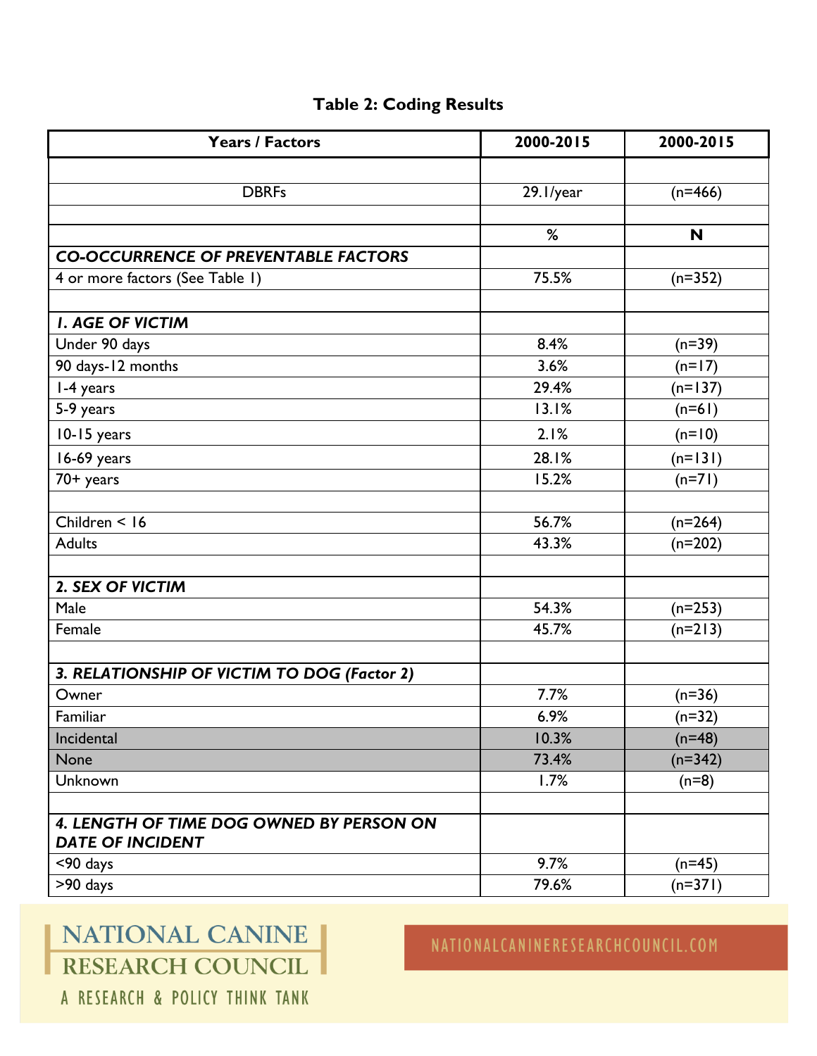**Table 2: Coding Results**

| Years / Factors | 2000-2015 | 2000-2015 |
|---|---|---|
| | | |
| DBRFs | 29.1/year | (n=466) |
| | | |
| | % | N |
| ***CO-OCCURRENCE OF PREVENTABLE FACTORS*** | | |
| 4 or more factors (See Table 1) | 75.5% | (n=352) |
| | | |
| ***1. AGE OF VICTIM*** | | |
| Under 90 days | 8.4% | (n=39) |
| 90 days-12 months | 3.6% | (n=17) |
| 1-4 years | 29.4% | (n=137) |
| 5-9 years | 13.1% | (n=61) |
| 10-15 years | 2.1% | (n=10) |
| 16-69 years | 28.1% | (n=131) |
| 70+ years | 15.2% | (n=71) |
| | | |
| Children < 16 | 56.7% | (n=264) |
| Adults | 43.3% | (n=202) |
| | | |
| ***2. SEX OF VICTIM*** | | |
| Male | 54.3% | (n=253) |
| Female | 45.7% | (n=213) |
| | | |
| ***3. RELATIONSHIP OF VICTIM TO DOG (Factor 2)*** | | |
| Owner | 7.7% | (n=36) |
| Familiar | 6.9% | (n=32) |
| Incidental | 10.3% | (n=48) |
| None | 73.4% | (n=342) |
| Unknown | 1.7% | (n=8) |
| | | |
| ***4. LENGTH OF TIME DOG OWNED BY PERSON ON DATE OF INCIDENT*** | | |
| <90 days | 9.7% | (n=45) |
| >90 days | 79.6% | (n=371) |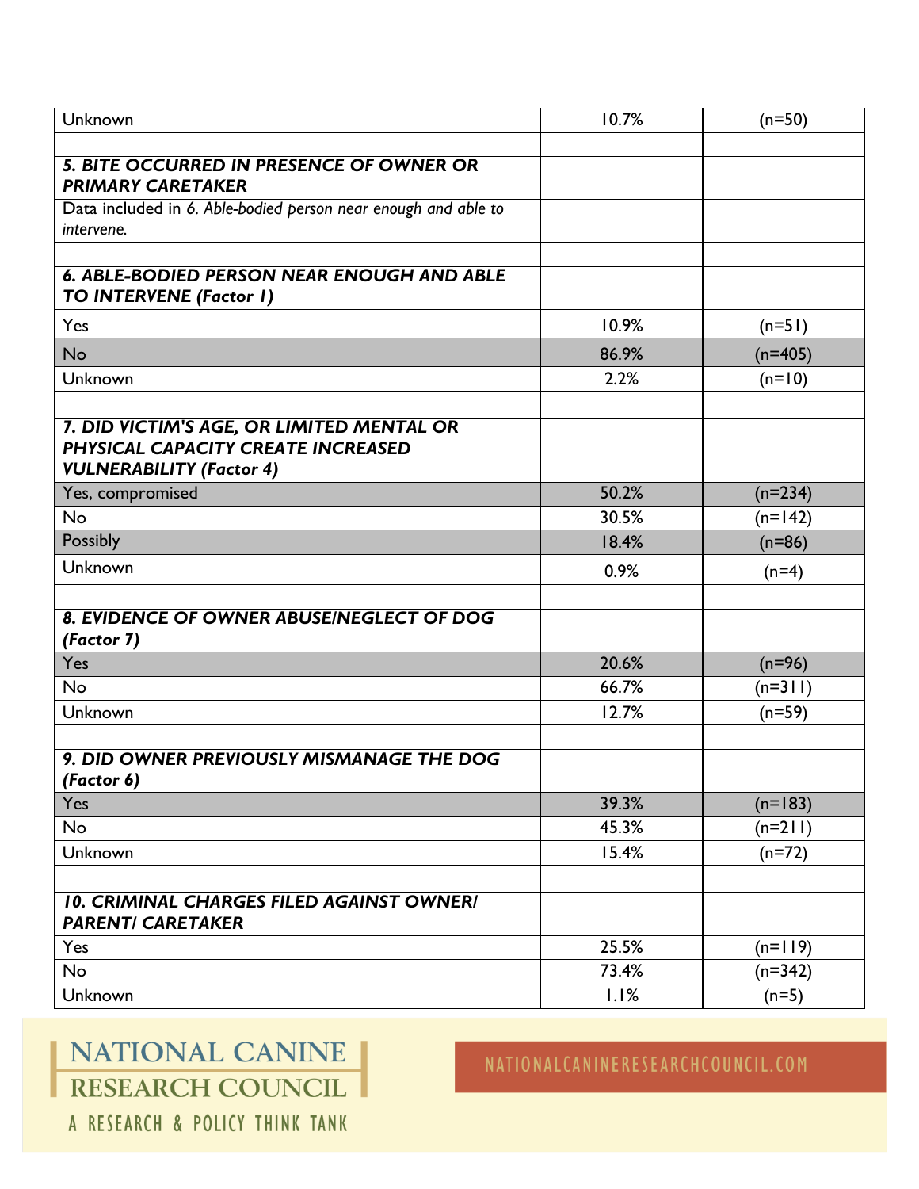| | | |
|---|---|---|
| Unknown | 10.7% | (n=50) |
| | | |
| ***5. BITE OCCURRED IN PRESENCE OF OWNER OR PRIMARY CARETAKER*** | | |
| Data included in *6. Able-bodied person near enough and able to intervene.* | | |
| | | |
| ***6. ABLE-BODIED PERSON NEAR ENOUGH AND ABLE TO INTERVENE (Factor 1)*** | | |
| Yes | 10.9% | (n=51) |
| No | 86.9% | (n=405) |
| Unknown | 2.2% | (n=10) |
| | | |
| ***7. DID VICTIM'S AGE, OR LIMITED MENTAL OR PHYSICAL CAPACITY CREATE INCREASED VULNERABILITY (Factor 4)*** | | |
| Yes, compromised | 50.2% | (n=234) |
| No | 30.5% | (n=142) |
| Possibly | 18.4% | (n=86) |
| Unknown | 0.9% | (n=4) |
| | | |
| ***8. EVIDENCE OF OWNER ABUSE/NEGLECT OF DOG (Factor 7)*** | | |
| Yes | 20.6% | (n=96) |
| No | 66.7% | (n=311) |
| Unknown | 12.7% | (n=59) |
| | | |
| ***9. DID OWNER PREVIOUSLY MISMANAGE THE DOG (Factor 6)*** | | |
| Yes | 39.3% | (n=183) |
| No | 45.3% | (n=211) |
| Unknown | 15.4% | (n=72) |
| | | |
| ***10. CRIMINAL CHARGES FILED AGAINST OWNER/ PARENT/ CARETAKER*** | | |
| Yes | 25.5% | (n=119) |
| No | 73.4% | (n=342) |
| Unknown | 1.1% | (n=5) |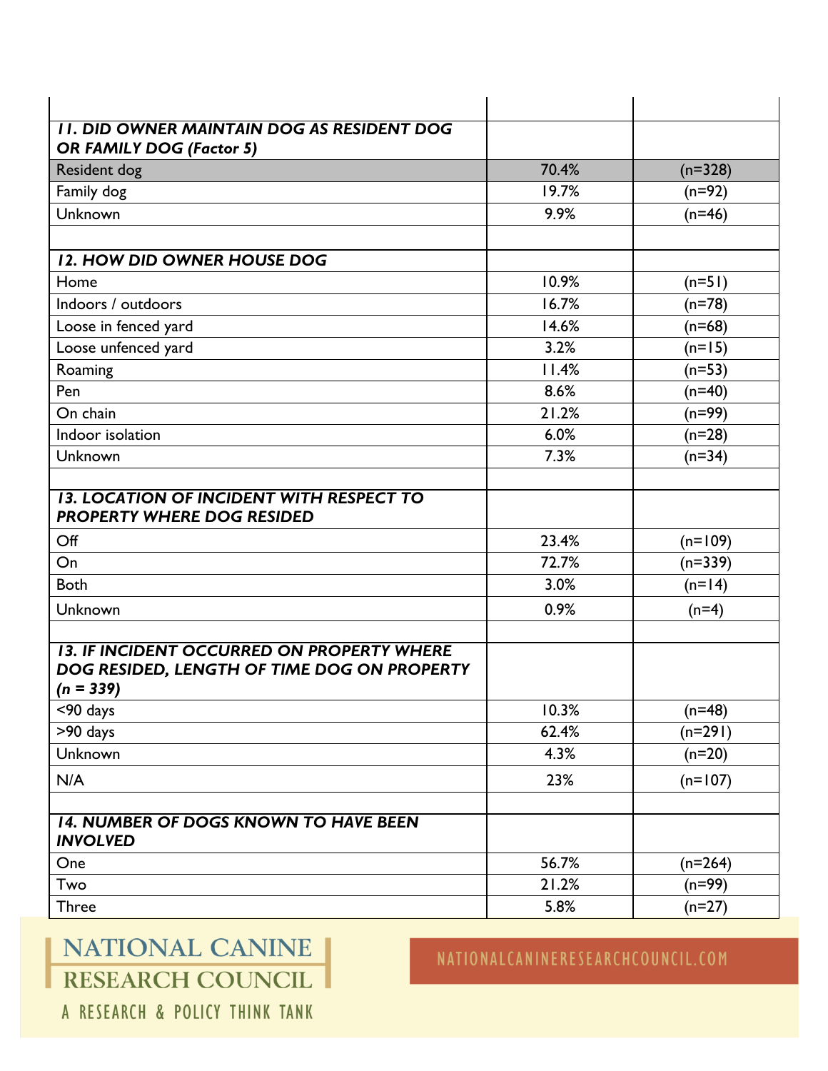| | | |
|---|---|---|
| ***11. DID OWNER MAINTAIN DOG AS RESIDENT DOG OR FAMILY DOG (Factor 5)*** | | |
| Resident dog | 70.4% | (n=328) |
| Family dog | 19.7% | (n=92) |
| Unknown | 9.9% | (n=46) |
| | | |
| ***12. HOW DID OWNER HOUSE DOG*** | | |
| Home | 10.9% | (n=51) |
| Indoors / outdoors | 16.7% | (n=78) |
| Loose in fenced yard | 14.6% | (n=68) |
| Loose unfenced yard | 3.2% | (n=15) |
| Roaming | 11.4% | (n=53) |
| Pen | 8.6% | (n=40) |
| On chain | 21.2% | (n=99) |
| Indoor isolation | 6.0% | (n=28) |
| Unknown | 7.3% | (n=34) |
| | | |
| ***13. LOCATION OF INCIDENT WITH RESPECT TO PROPERTY WHERE DOG RESIDED*** | | |
| Off | 23.4% | (n=109) |
| On | 72.7% | (n=339) |
| Both | 3.0% | (n=14) |
| Unknown | 0.9% | (n=4) |
| | | |
| ***13. IF INCIDENT OCCURRED ON PROPERTY WHERE DOG RESIDED, LENGTH OF TIME DOG ON PROPERTY (n = 339)*** | | |
| <90 days | 10.3% | (n=48) |
| >90 days | 62.4% | (n=291) |
| Unknown | 4.3% | (n=20) |
| N/A | 23% | (n=107) |
| | | |
| ***14. NUMBER OF DOGS KNOWN TO HAVE BEEN INVOLVED*** | | |
| One | 56.7% | (n=264) |
| Two | 21.2% | (n=99) |
| Three | 5.8% | (n=27) |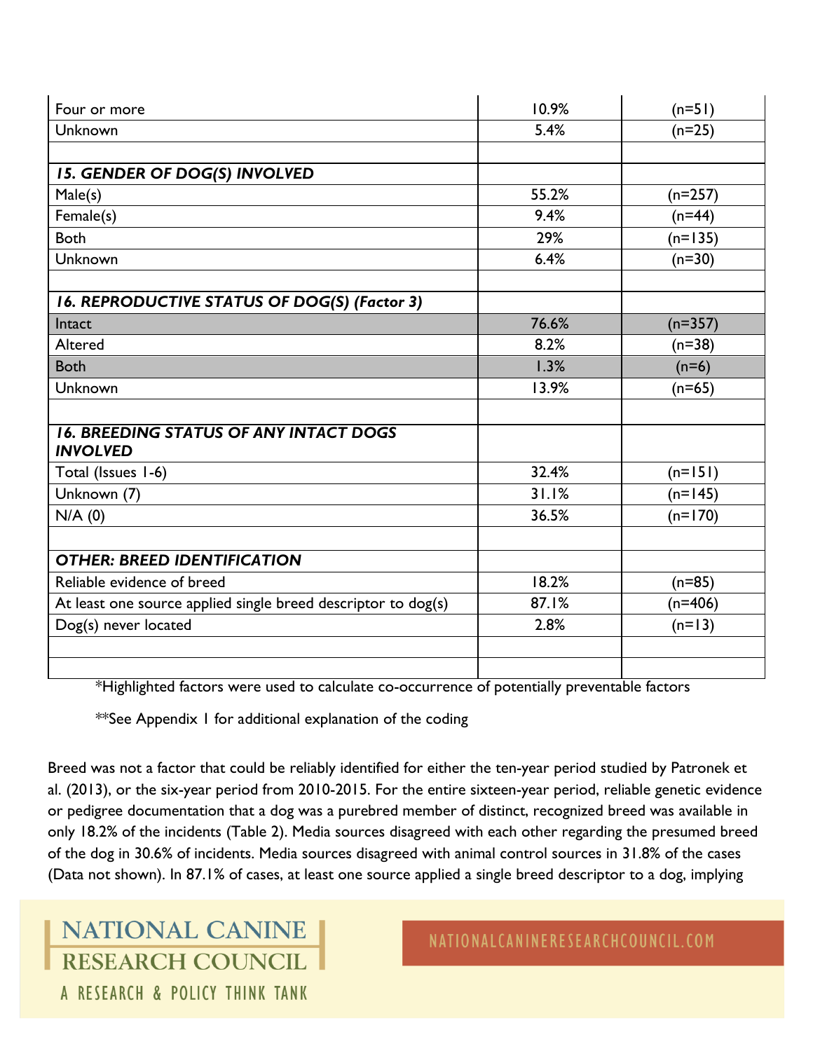| | | |
|---|---|---|
| Four or more | 10.9% | (n=51) |
| Unknown | 5.4% | (n=25) |
| | | |
| ***15. GENDER OF DOG(S) INVOLVED*** | | |
| Male(s) | 55.2% | (n=257) |
| Female(s) | 9.4% | (n=44) |
| Both | 29% | (n=135) |
| Unknown | 6.4% | (n=30) |
| | | |
| ***16. REPRODUCTIVE STATUS OF DOG(S) (Factor 3)*** | | |
| Intact | 76.6% | (n=357) |
| Altered | 8.2% | (n=38) |
| Both | 1.3% | (n=6) |
| Unknown | 13.9% | (n=65) |
| | | |
| ***16. BREEDING STATUS OF ANY INTACT DOGS INVOLVED*** | | |
| Total (Issues 1-6) | 32.4% | (n=151) |
| Unknown (7) | 31.1% | (n=145) |
| N/A (0) | 36.5% | (n=170) |
| | | |
| ***OTHER: BREED IDENTIFICATION*** | | |
| Reliable evidence of breed | 18.2% | (n=85) |
| At least one source applied single breed descriptor to dog(s) | 87.1% | (n=406) |
| Dog(s) never located | 2.8% | (n=13) |
| | | |
| | | |

*Highlighted factors were used to calculate co-occurrence of potentially preventable factors

**See Appendix 1 for additional explanation of the coding

Breed was not a factor that could be reliably identified for either the ten-year period studied by Patronek et al. (2013), or the six-year period from 2010-2015. For the entire sixteen-year period, reliable genetic evidence or pedigree documentation that a dog was a purebred member of distinct, recognized breed was available in only 18.2% of the incidents (Table 2). Media sources disagreed with each other regarding the presumed breed of the dog in 30.6% of incidents. Media sources disagreed with animal control sources in 31.8% of the cases (Data not shown). In 87.1% of cases, at least one source applied a single breed descriptor to a dog, implying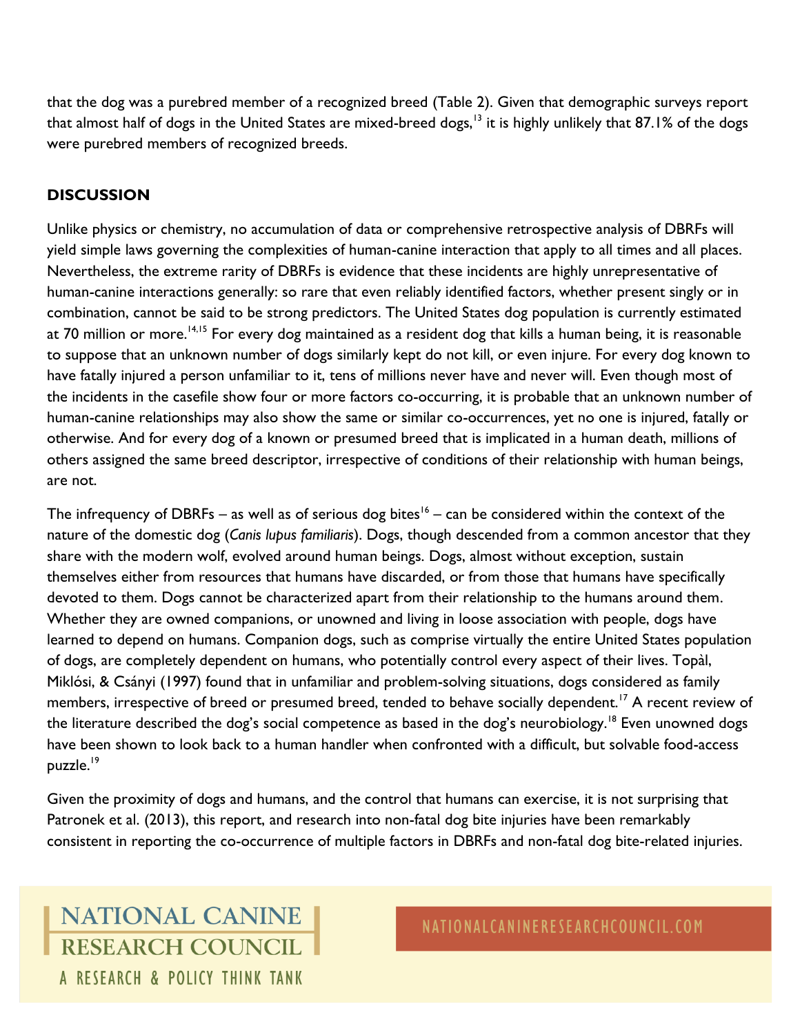that the dog was a purebred member of a recognized breed (Table 2). Given that demographic surveys report that almost half of dogs in the United States are mixed-breed dogs,[13] it is highly unlikely that 87.1% of the dogs were purebred members of recognized breeds.

## DISCUSSION

Unlike physics or chemistry, no accumulation of data or comprehensive retrospective analysis of DBRFs will yield simple laws governing the complexities of human-canine interaction that apply to all times and all places. Nevertheless, the extreme rarity of DBRFs is evidence that these incidents are highly unrepresentative of human-canine interactions generally: so rare that even reliably identified factors, whether present singly or in combination, cannot be said to be strong predictors. The United States dog population is currently estimated at 70 million or more.[14,15] For every dog maintained as a resident dog that kills a human being, it is reasonable to suppose that an unknown number of dogs similarly kept do not kill, or even injure. For every dog known to have fatally injured a person unfamiliar to it, tens of millions never have and never will. Even though most of the incidents in the casefile show four or more factors co-occurring, it is probable that an unknown number of human-canine relationships may also show the same or similar co-occurrences, yet no one is injured, fatally or otherwise. And for every dog of a known or presumed breed that is implicated in a human death, millions of others assigned the same breed descriptor, irrespective of conditions of their relationship with human beings, are not.

The infrequency of DBRFs – as well as of serious dog bites[16] – can be considered within the context of the nature of the domestic dog (*Canis lupus familiaris*). Dogs, though descended from a common ancestor that they share with the modern wolf, evolved around human beings. Dogs, almost without exception, sustain themselves either from resources that humans have discarded, or from those that humans have specifically devoted to them. Dogs cannot be characterized apart from their relationship to the humans around them. Whether they are owned companions, or unowned and living in loose association with people, dogs have learned to depend on humans. Companion dogs, such as comprise virtually the entire United States population of dogs, are completely dependent on humans, who potentially control every aspect of their lives. Topàl, Miklósi, & Csányi (1997) found that in unfamiliar and problem-solving situations, dogs considered as family members, irrespective of breed or presumed breed, tended to behave socially dependent.[17] A recent review of the literature described the dog's social competence as based in the dog's neurobiology.[18] Even unowned dogs have been shown to look back to a human handler when confronted with a difficult, but solvable food-access puzzle.[19]

Given the proximity of dogs and humans, and the control that humans can exercise, it is not surprising that Patronek et al. (2013), this report, and research into non-fatal dog bite injuries have been remarkably consistent in reporting the co-occurrence of multiple factors in DBRFs and non-fatal dog bite-related injuries.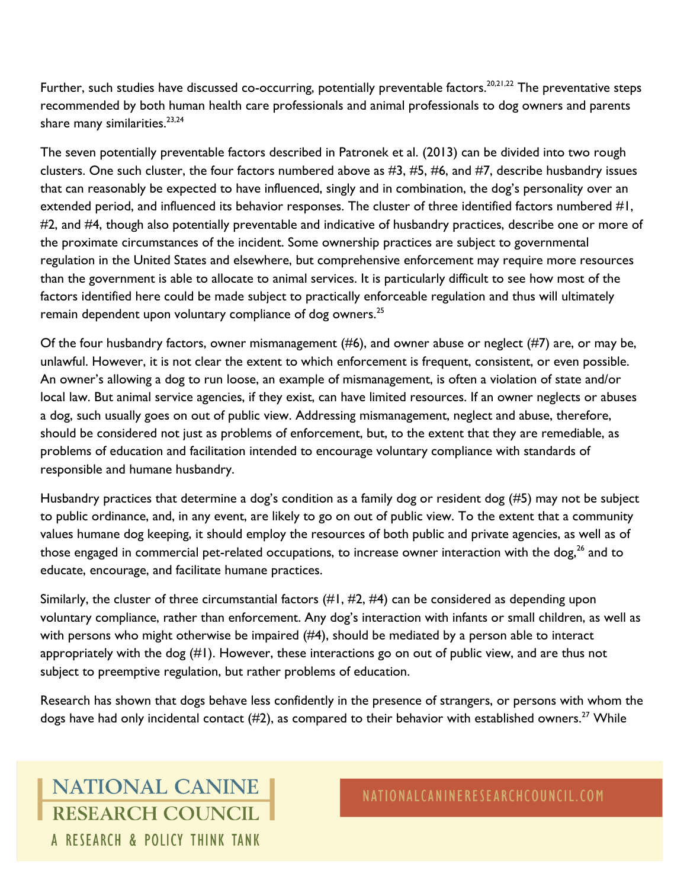Further, such studies have discussed co-occurring, potentially preventable factors.[20,21,22] The preventative steps recommended by both human health care professionals and animal professionals to dog owners and parents share many similarities.[23,24]

The seven potentially preventable factors described in Patronek et al. (2013) can be divided into two rough clusters. One such cluster, the four factors numbered above as #3, #5, #6, and #7, describe husbandry issues that can reasonably be expected to have influenced, singly and in combination, the dog's personality over an extended period, and influenced its behavior responses. The cluster of three identified factors numbered #1, #2, and #4, though also potentially preventable and indicative of husbandry practices, describe one or more of the proximate circumstances of the incident. Some ownership practices are subject to governmental regulation in the United States and elsewhere, but comprehensive enforcement may require more resources than the government is able to allocate to animal services. It is particularly difficult to see how most of the factors identified here could be made subject to practically enforceable regulation and thus will ultimately remain dependent upon voluntary compliance of dog owners.[25]

Of the four husbandry factors, owner mismanagement (#6), and owner abuse or neglect (#7) are, or may be, unlawful. However, it is not clear the extent to which enforcement is frequent, consistent, or even possible. An owner's allowing a dog to run loose, an example of mismanagement, is often a violation of state and/or local law. But animal service agencies, if they exist, can have limited resources. If an owner neglects or abuses a dog, such usually goes on out of public view. Addressing mismanagement, neglect and abuse, therefore, should be considered not just as problems of enforcement, but, to the extent that they are remediable, as problems of education and facilitation intended to encourage voluntary compliance with standards of responsible and humane husbandry.

Husbandry practices that determine a dog's condition as a family dog or resident dog (#5) may not be subject to public ordinance, and, in any event, are likely to go on out of public view. To the extent that a community values humane dog keeping, it should employ the resources of both public and private agencies, as well as of those engaged in commercial pet-related occupations, to increase owner interaction with the dog,[26] and to educate, encourage, and facilitate humane practices.

Similarly, the cluster of three circumstantial factors (#1, #2, #4) can be considered as depending upon voluntary compliance, rather than enforcement. Any dog's interaction with infants or small children, as well as with persons who might otherwise be impaired (#4), should be mediated by a person able to interact appropriately with the dog (#1). However, these interactions go on out of public view, and are thus not subject to preemptive regulation, but rather problems of education.

Research has shown that dogs behave less confidently in the presence of strangers, or persons with whom the dogs have had only incidental contact (#2), as compared to their behavior with established owners.[27] While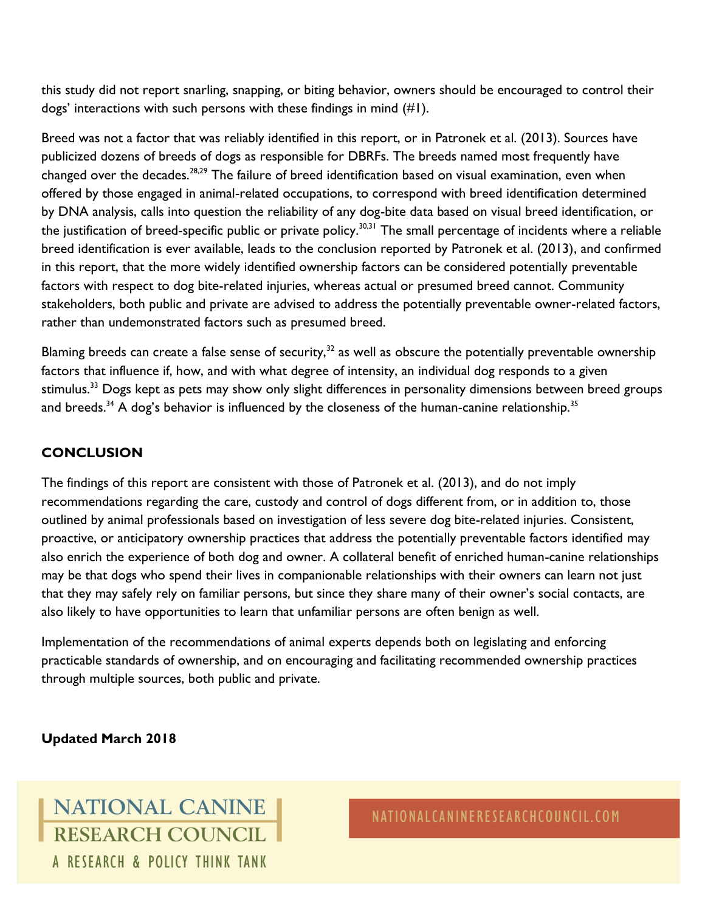this study did not report snarling, snapping, or biting behavior, owners should be encouraged to control their dogs' interactions with such persons with these findings in mind (#1).

Breed was not a factor that was reliably identified in this report, or in Patronek et al. (2013). Sources have publicized dozens of breeds of dogs as responsible for DBRFs. The breeds named most frequently have changed over the decades.[28,29] The failure of breed identification based on visual examination, even when offered by those engaged in animal-related occupations, to correspond with breed identification determined by DNA analysis, calls into question the reliability of any dog-bite data based on visual breed identification, or the justification of breed-specific public or private policy.[30,31] The small percentage of incidents where a reliable breed identification is ever available, leads to the conclusion reported by Patronek et al. (2013), and confirmed in this report, that the more widely identified ownership factors can be considered potentially preventable factors with respect to dog bite-related injuries, whereas actual or presumed breed cannot. Community stakeholders, both public and private are advised to address the potentially preventable owner-related factors, rather than undemonstrated factors such as presumed breed.

Blaming breeds can create a false sense of security,[32] as well as obscure the potentially preventable ownership factors that influence if, how, and with what degree of intensity, an individual dog responds to a given stimulus.[33] Dogs kept as pets may show only slight differences in personality dimensions between breed groups and breeds.[34] A dog's behavior is influenced by the closeness of the human-canine relationship.[35]

## CONCLUSION

The findings of this report are consistent with those of Patronek et al. (2013), and do not imply recommendations regarding the care, custody and control of dogs different from, or in addition to, those outlined by animal professionals based on investigation of less severe dog bite-related injuries. Consistent, proactive, or anticipatory ownership practices that address the potentially preventable factors identified may also enrich the experience of both dog and owner. A collateral benefit of enriched human-canine relationships may be that dogs who spend their lives in companionable relationships with their owners can learn not just that they may safely rely on familiar persons, but since they share many of their owner's social contacts, are also likely to have opportunities to learn that unfamiliar persons are often benign as well.

Implementation of the recommendations of animal experts depends both on legislating and enforcing practicable standards of ownership, and on encouraging and facilitating recommended ownership practices through multiple sources, both public and private.

**Updated March 2018**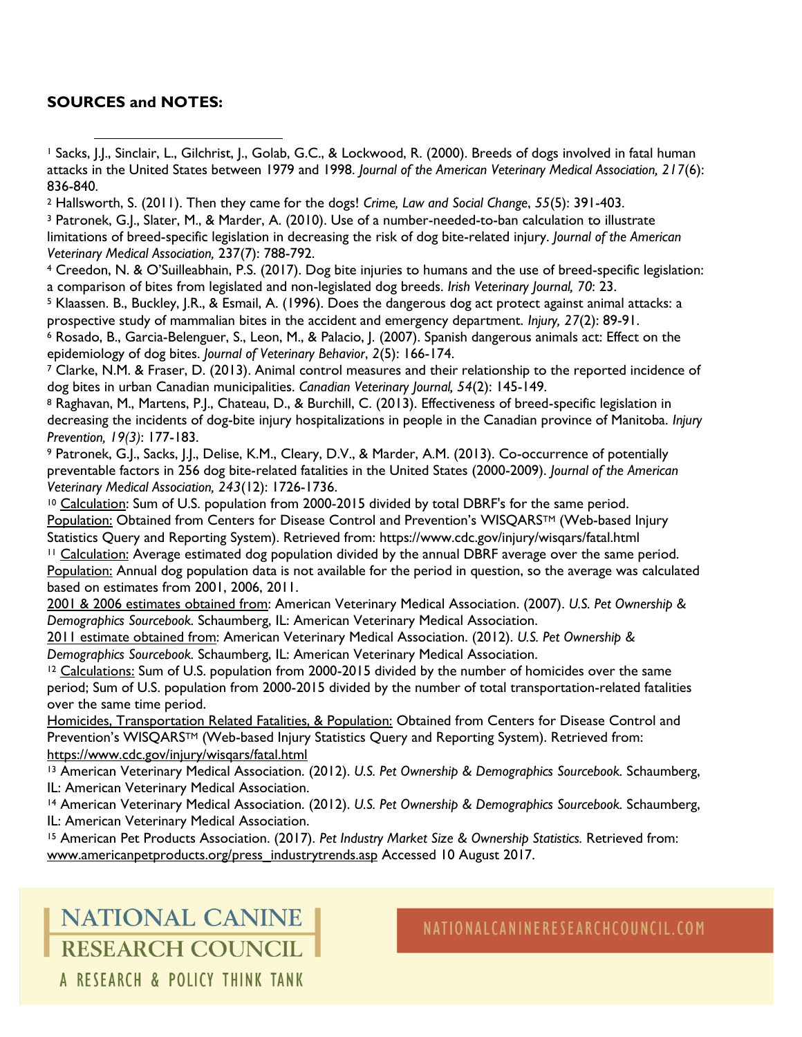**SOURCES and NOTES:**

[1] Sacks, J.J., Sinclair, L., Gilchrist, J., Golab, G.C., & Lockwood, R. (2000). Breeds of dogs involved in fatal human attacks in the United States between 1979 and 1998. *Journal of the American Veterinary Medical Association, 217*(6): 836-840.

[2] Hallsworth, S. (2011). Then they came for the dogs! *Crime, Law and Social Change*, *55*(5): 391-403.

[3] Patronek, G.J., Slater, M., & Marder, A. (2010). Use of a number-needed-to-ban calculation to illustrate limitations of breed-specific legislation in decreasing the risk of dog bite-related injury. *Journal of the American Veterinary Medical Association,* 237(7): 788-792.

[4] Creedon, N. & O'Suilleabhain, P.S. (2017). Dog bite injuries to humans and the use of breed-specific legislation: a comparison of bites from legislated and non-legislated dog breeds. *Irish Veterinary Journal, 70*: 23.

[5] Klaassen. B., Buckley, J.R., & Esmail, A. (1996). Does the dangerous dog act protect against animal attacks: a prospective study of mammalian bites in the accident and emergency department. *Injury, 27*(2): 89-91.

[6] Rosado, B., Garcia-Belenguer, S., Leon, M., & Palacio, J. (2007). Spanish dangerous animals act: Effect on the epidemiology of dog bites. *Journal of Veterinary Behavior*, *2*(5): 166-174.

[7] Clarke, N.M. & Fraser, D. (2013). Animal control measures and their relationship to the reported incidence of dog bites in urban Canadian municipalities. *Canadian Veterinary Journal, 54*(2): 145-149.

[8] Raghavan, M., Martens, P.J., Chateau, D., & Burchill, C. (2013). Effectiveness of breed-specific legislation in decreasing the incidents of dog-bite injury hospitalizations in people in the Canadian province of Manitoba. *Injury Prevention, 19(3)*: 177-183.

[9] Patronek, G.J., Sacks, J.J., Delise, K.M., Cleary, D.V., & Marder, A.M. (2013). Co-occurrence of potentially preventable factors in 256 dog bite-related fatalities in the United States (2000-2009). *Journal of the American Veterinary Medical Association, 243*(12): 1726-1736.

[10] Calculation: Sum of U.S. population from 2000-2015 divided by total DBRF's for the same period.
Population: Obtained from Centers for Disease Control and Prevention's WISQARS™ (Web-based Injury Statistics Query and Reporting System). Retrieved from: https://www.cdc.gov/injury/wisqars/fatal.html

[11] Calculation: Average estimated dog population divided by the annual DBRF average over the same period.
Population: Annual dog population data is not available for the period in question, so the average was calculated based on estimates from 2001, 2006, 2011.
2001 & 2006 estimates obtained from: American Veterinary Medical Association. (2007). *U.S. Pet Ownership & Demographics Sourcebook.* Schaumberg, IL: American Veterinary Medical Association.
2011 estimate obtained from: American Veterinary Medical Association. (2012). *U.S. Pet Ownership & Demographics Sourcebook.* Schaumberg, IL: American Veterinary Medical Association.

[12] Calculations: Sum of U.S. population from 2000-2015 divided by the number of homicides over the same period; Sum of U.S. population from 2000-2015 divided by the number of total transportation-related fatalities over the same time period.
Homicides, Transportation Related Fatalities, & Population: Obtained from Centers for Disease Control and Prevention's WISQARS™ (Web-based Injury Statistics Query and Reporting System). Retrieved from: https://www.cdc.gov/injury/wisqars/fatal.html

[13] American Veterinary Medical Association. (2012). *U.S. Pet Ownership & Demographics Sourcebook.* Schaumberg, IL: American Veterinary Medical Association.

[14] American Veterinary Medical Association. (2012). *U.S. Pet Ownership & Demographics Sourcebook.* Schaumberg, IL: American Veterinary Medical Association.

[15] American Pet Products Association. (2017). *Pet Industry Market Size & Ownership Statistics.* Retrieved from: www.americanpetproducts.org/press_industrytrends.asp Accessed 10 August 2017.

NATIONAL CANINE RESEARCH COUNCIL
A RESEARCH & POLICY THINK TANK

NATIONALCANINERESEARCHCOUNCIL.COM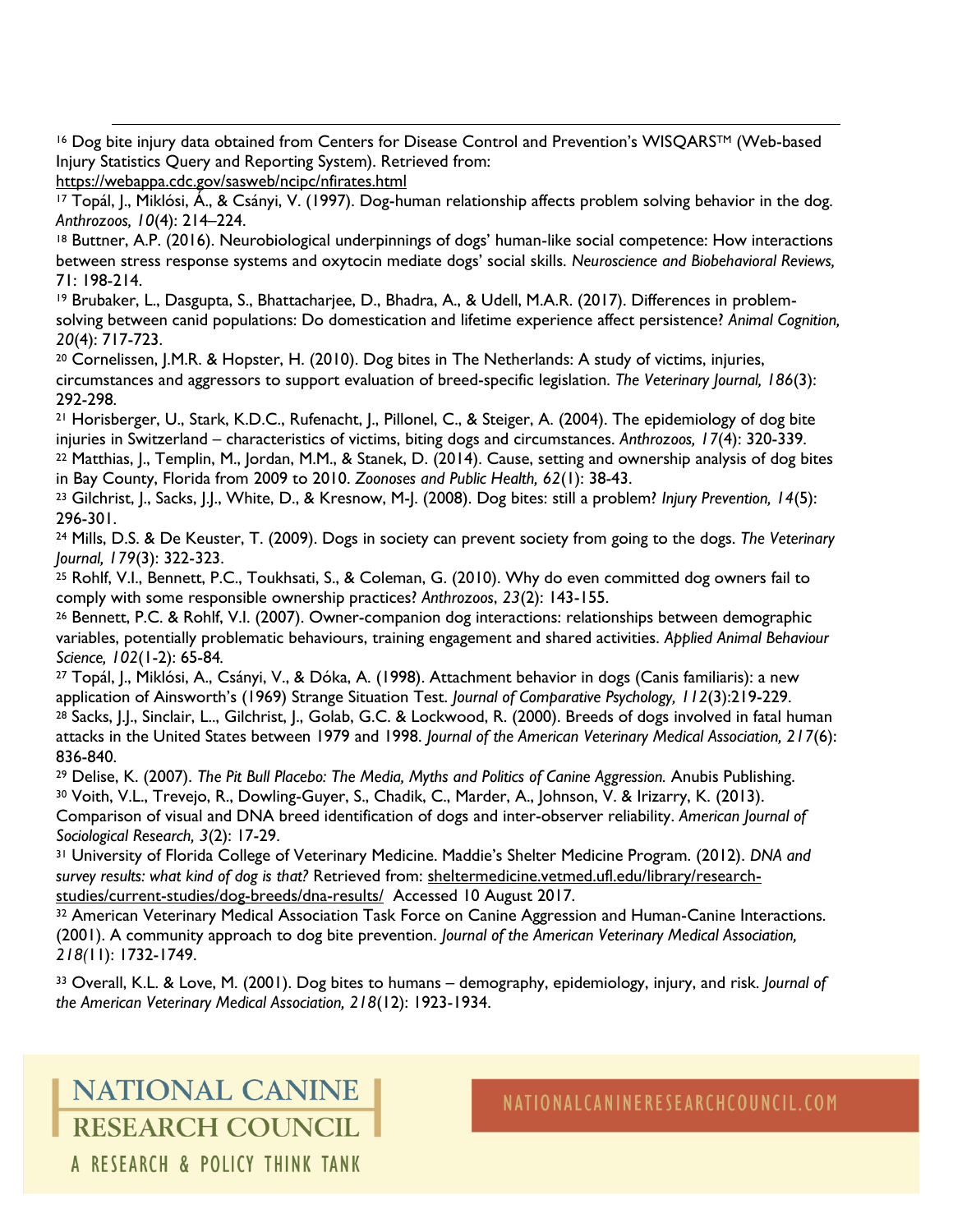[16] Dog bite injury data obtained from Centers for Disease Control and Prevention's WISQARS™ (Web-based Injury Statistics Query and Reporting System). Retrieved from: https://webappa.cdc.gov/sasweb/ncipc/nfirates.html

[17] Topál, J., Miklósi, Á., & Csányi, V. (1997). Dog-human relationship affects problem solving behavior in the dog. *Anthrozoos, 10*(4): 214–224.

[18] Buttner, A.P. (2016). Neurobiological underpinnings of dogs' human-like social competence: How interactions between stress response systems and oxytocin mediate dogs' social skills. *Neuroscience and Biobehavioral Reviews,* 71: 198-214.

[19] Brubaker, L., Dasgupta, S., Bhattacharjee, D., Bhadra, A., & Udell, M.A.R. (2017). Differences in problem-solving between canid populations: Do domestication and lifetime experience affect persistence? *Animal Cognition, 20*(4): 717-723.

[20] Cornelissen, J.M.R. & Hopster, H. (2010). Dog bites in The Netherlands: A study of victims, injuries, circumstances and aggressors to support evaluation of breed-specific legislation. *The Veterinary Journal, 186*(3): 292-298.

[21] Horisberger, U., Stark, K.D.C., Rufenacht, J., Pillonel, C., & Steiger, A. (2004). The epidemiology of dog bite injuries in Switzerland – characteristics of victims, biting dogs and circumstances. *Anthrozoos, 17*(4): 320-339.

[22] Matthias, J., Templin, M., Jordan, M.M., & Stanek, D. (2014). Cause, setting and ownership analysis of dog bites in Bay County, Florida from 2009 to 2010. *Zoonoses and Public Health, 62*(1): 38-43.

[23] Gilchrist, J., Sacks, J.J., White, D., & Kresnow, M-J. (2008). Dog bites: still a problem? *Injury Prevention, 14*(5): 296-301.

[24] Mills, D.S. & De Keuster, T. (2009). Dogs in society can prevent society from going to the dogs. *The Veterinary Journal, 179*(3): 322-323.

[25] Rohlf, V.I., Bennett, P.C., Toukhsati, S., & Coleman, G. (2010). Why do even committed dog owners fail to comply with some responsible ownership practices? *Anthrozoos*, *23*(2): 143-155.

[26] Bennett, P.C. & Rohlf, V.I. (2007). Owner-companion dog interactions: relationships between demographic variables, potentially problematic behaviours, training engagement and shared activities. *Applied Animal Behaviour Science, 102*(1-2): 65-84.

[27] Topál, J., Miklósi, A., Csányi, V., & Dóka, A. (1998). Attachment behavior in dogs (Canis familiaris): a new application of Ainsworth's (1969) Strange Situation Test. *Journal of Comparative Psychology, 112*(3):219-229.

[28] Sacks, J.J., Sinclair, L.., Gilchrist, J., Golab, G.C. & Lockwood, R. (2000). Breeds of dogs involved in fatal human attacks in the United States between 1979 and 1998. *Journal of the American Veterinary Medical Association, 217*(6): 836-840.

[29] Delise, K. (2007). *The Pit Bull Placebo: The Media, Myths and Politics of Canine Aggression.* Anubis Publishing.

[30] Voith, V.L., Trevejo, R., Dowling-Guyer, S., Chadik, C., Marder, A., Johnson, V. & Irizarry, K. (2013). Comparison of visual and DNA breed identification of dogs and inter-observer reliability. *American Journal of Sociological Research, 3*(2): 17-29.

[31] University of Florida College of Veterinary Medicine. Maddie's Shelter Medicine Program. (2012). *DNA and survey results: what kind of dog is that?* Retrieved from: sheltermedicine.vetmed.ufl.edu/library/research-studies/current-studies/dog-breeds/dna-results/ Accessed 10 August 2017.

[32] American Veterinary Medical Association Task Force on Canine Aggression and Human-Canine Interactions. (2001). A community approach to dog bite prevention. *Journal of the American Veterinary Medical Association, 218(*11): 1732-1749.

[33] Overall, K.L. & Love, M. (2001). Dog bites to humans – demography, epidemiology, injury, and risk. *Journal of the American Veterinary Medical Association, 218*(12): 1923-1934.

NATIONAL CANINE RESEARCH COUNCIL

A RESEARCH & POLICY THINK TANK

NATIONALCANINERESEARCHCOUNCIL.COM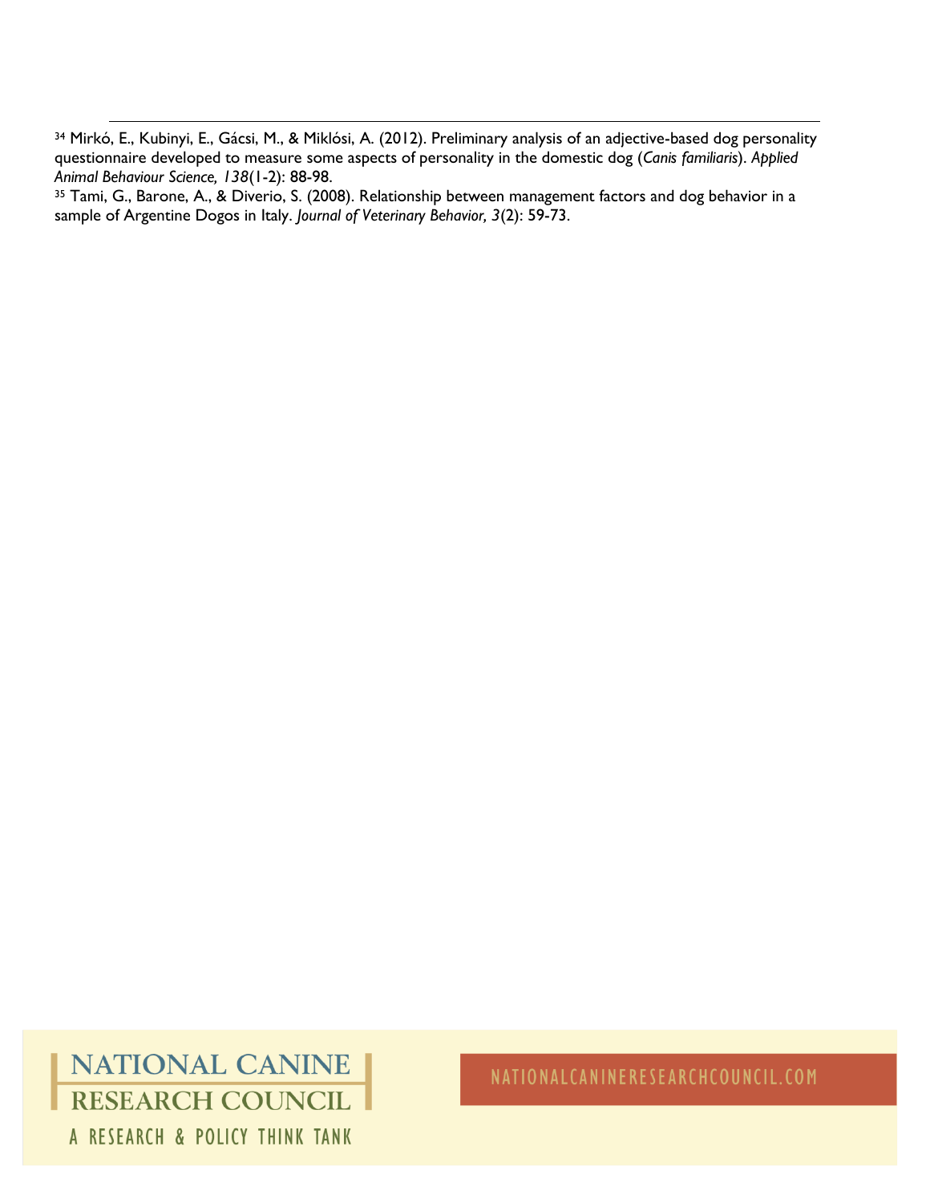[34] Mirkó, E., Kubinyi, E., Gácsi, M., & Miklósi, A. (2012). Preliminary analysis of an adjective-based dog personality questionnaire developed to measure some aspects of personality in the domestic dog (*Canis familiaris*). *Applied Animal Behaviour Science, 138*(1-2): 88-98.

[35] Tami, G., Barone, A., & Diverio, S. (2008). Relationship between management factors and dog behavior in a sample of Argentine Dogos in Italy. *Journal of Veterinary Behavior, 3*(2): 59-73.